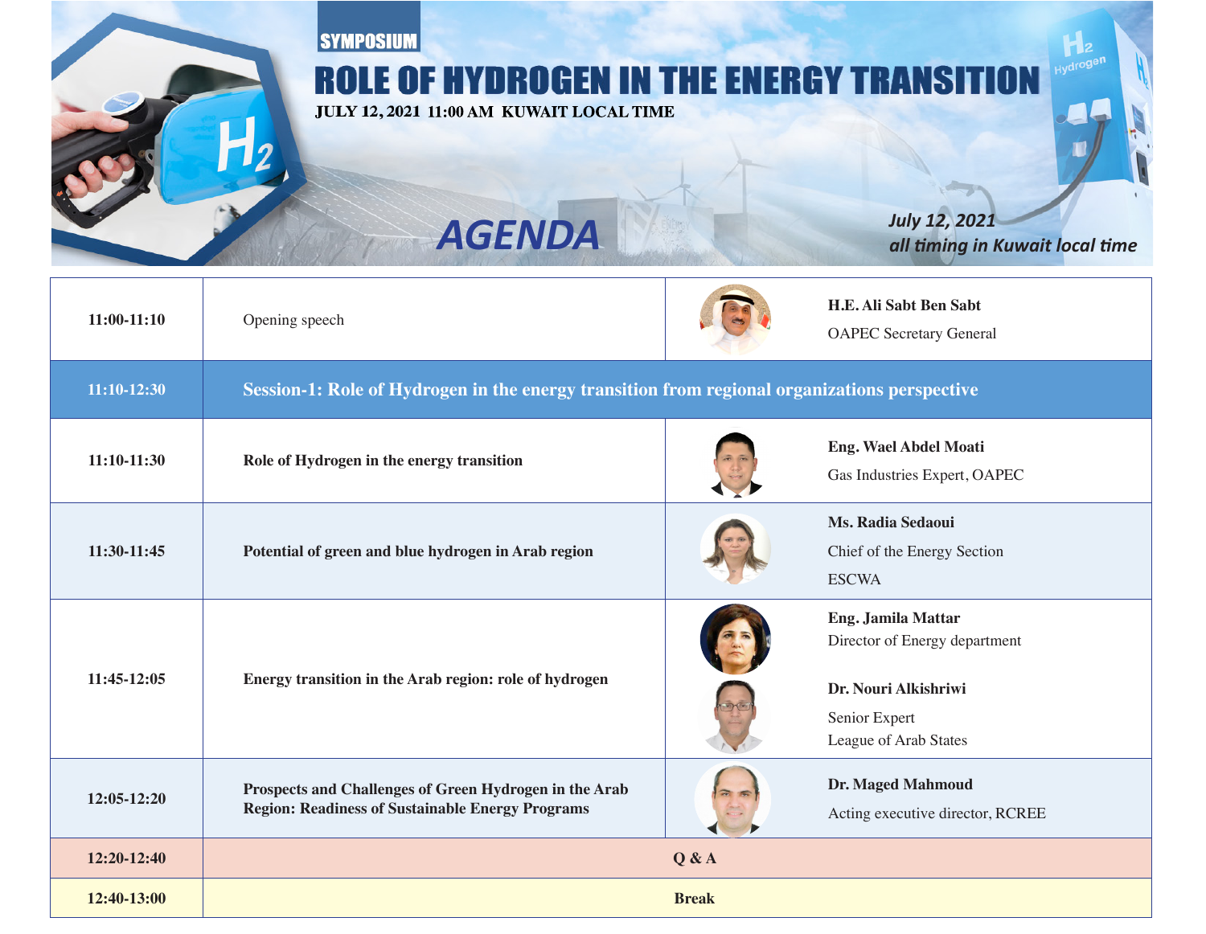SYMPOSIUM

# ROLE OF HYDROGEN IN THE ENERGY TRANSITION

JULY 12, 2021 11:00 AM KUWAIT LOCAL TIME

## AGENDA

*July 12, 2021*
*all timing in Kuwait local time*

| Time | Topic | Speaker |
|---|---|---|
| 11:00-11:10 | Opening speech | **H.E. Ali Sabt Ben Sabt**<br>OAPEC Secretary General |
| **11:10-12:30** | **Session-1: Role of Hydrogen in the energy transition from regional organizations perspective** | |
| 11:10-11:30 | **Role of Hydrogen in the energy transition** | **Eng. Wael Abdel Moati**<br>Gas Industries Expert, OAPEC |
| 11:30-11:45 | **Potential of green and blue hydrogen in Arab region** | **Ms. Radia Sedaoui**<br>Chief of the Energy Section<br>ESCWA |
| 11:45-12:05 | **Energy transition in the Arab region: role of hydrogen** | **Eng. Jamila Mattar**<br>Director of Energy department<br><br>**Dr. Nouri Alkishriwi**<br>Senior Expert<br>League of Arab States |
| 12:05-12:20 | **Prospects and Challenges of Green Hydrogen in the Arab Region: Readiness of Sustainable Energy Programs** | **Dr. Maged Mahmoud**<br>Acting executive director, RCREE |
| **12:20-12:40** | **Q & A** | |
| **12:40-13:00** | **Break** | |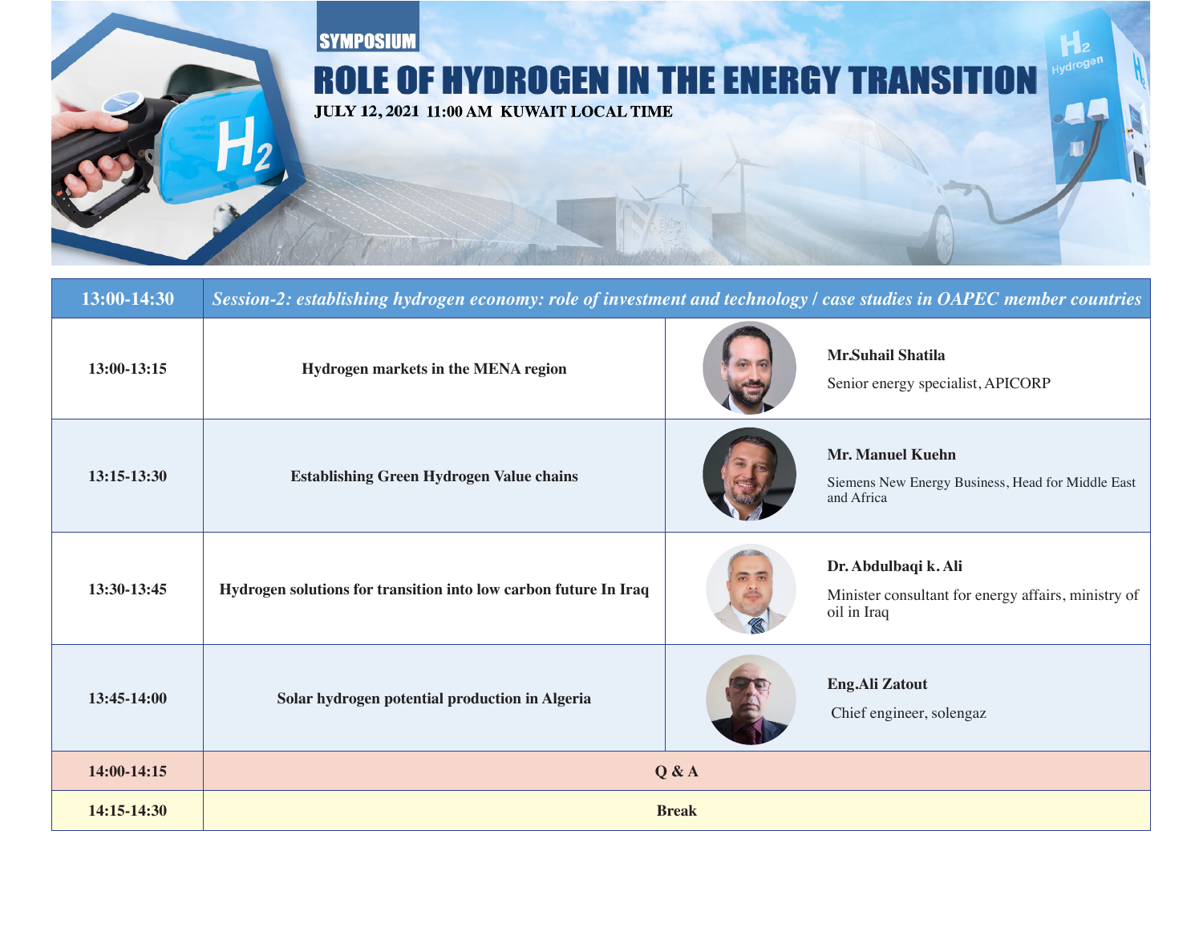SYMPOSIUM

# ROLE OF HYDROGEN IN THE ENERGY TRANSITION

**JULY 12, 2021 11:00 AM KUWAIT LOCAL TIME**

| 13:00-14:30 | *Session-2: establishing hydrogen economy: role of investment and technology / case studies in OAPEC member countries* | |
|---|---|---|
| 13:00-13:15 | Hydrogen markets in the MENA region | **Mr.Suhail Shatila**<br>Senior energy specialist, APICORP |
| 13:15-13:30 | Establishing Green Hydrogen Value chains | **Mr. Manuel Kuehn**<br>Siemens New Energy Business, Head for Middle East and Africa |
| 13:30-13:45 | Hydrogen solutions for transition into low carbon future In Iraq | **Dr. Abdulbaqi k. Ali**<br>Minister consultant for energy affairs, ministry of oil in Iraq |
| 13:45-14:00 | Solar hydrogen potential production in Algeria | **Eng.Ali Zatout**<br>Chief engineer, solengaz |
| 14:00-14:15 | Q & A | |
| 14:15-14:30 | Break | |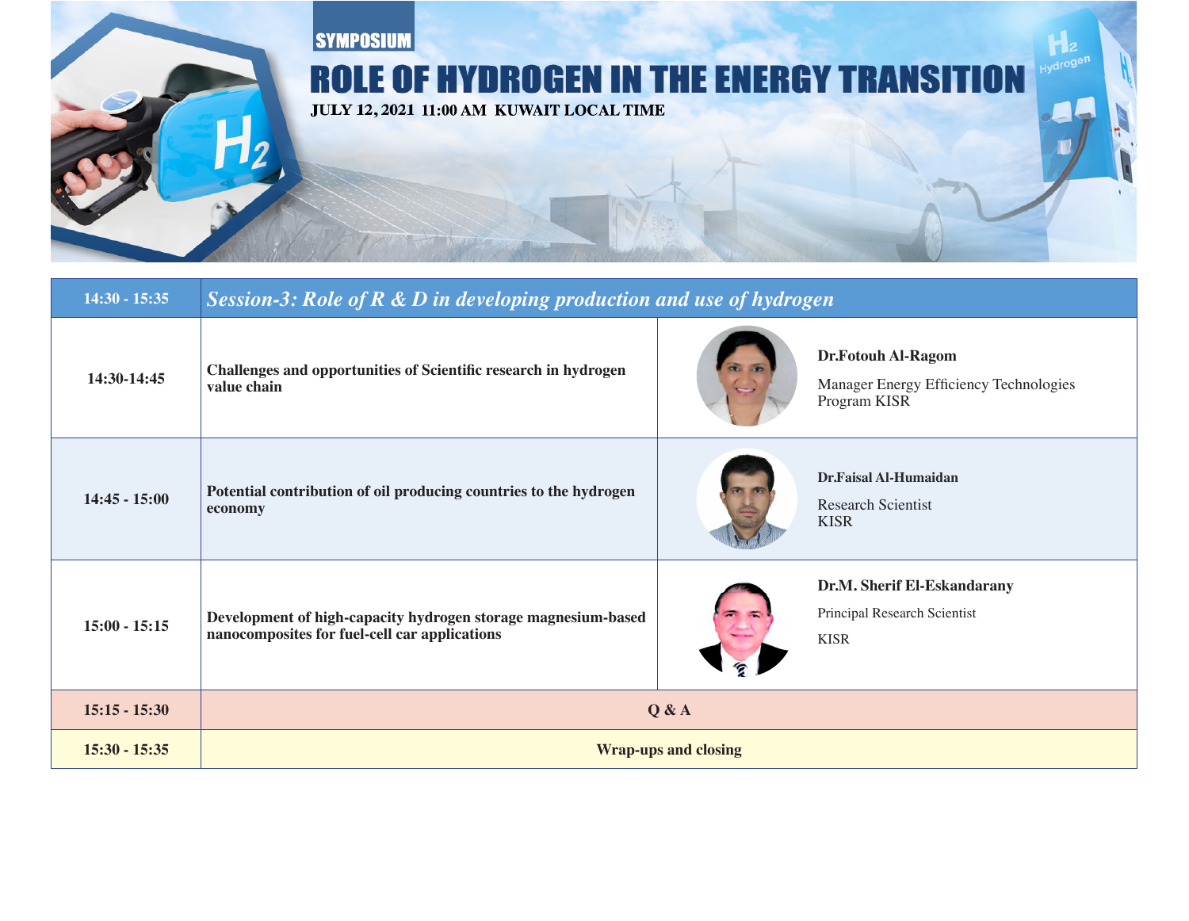SYMPOSIUM

# ROLE OF HYDROGEN IN THE ENERGY TRANSITION

JULY 12, 2021 11:00 AM KUWAIT LOCAL TIME

| 14:30 - 15:35 | *Session-3: Role of R & D in developing production and use of hydrogen* | |
|---|---|---|
| 14:30-14:45 | **Challenges and opportunities of Scientific research in hydrogen value chain** | **Dr.Fotouh Al-Ragom**<br>Manager Energy Efficiency Technologies Program KISR |
| 14:45 - 15:00 | **Potential contribution of oil producing countries to the hydrogen economy** | **Dr.Faisal Al-Humaidan**<br>Research Scientist<br>KISR |
| 15:00 - 15:15 | **Development of high-capacity hydrogen storage magnesium-based nanocomposites for fuel-cell car applications** | **Dr.M. Sherif El-Eskandarany**<br>Principal Research Scientist<br>KISR |
| 15:15 - 15:30 | **Q & A** | |
| 15:30 - 15:35 | **Wrap-ups and closing** | |